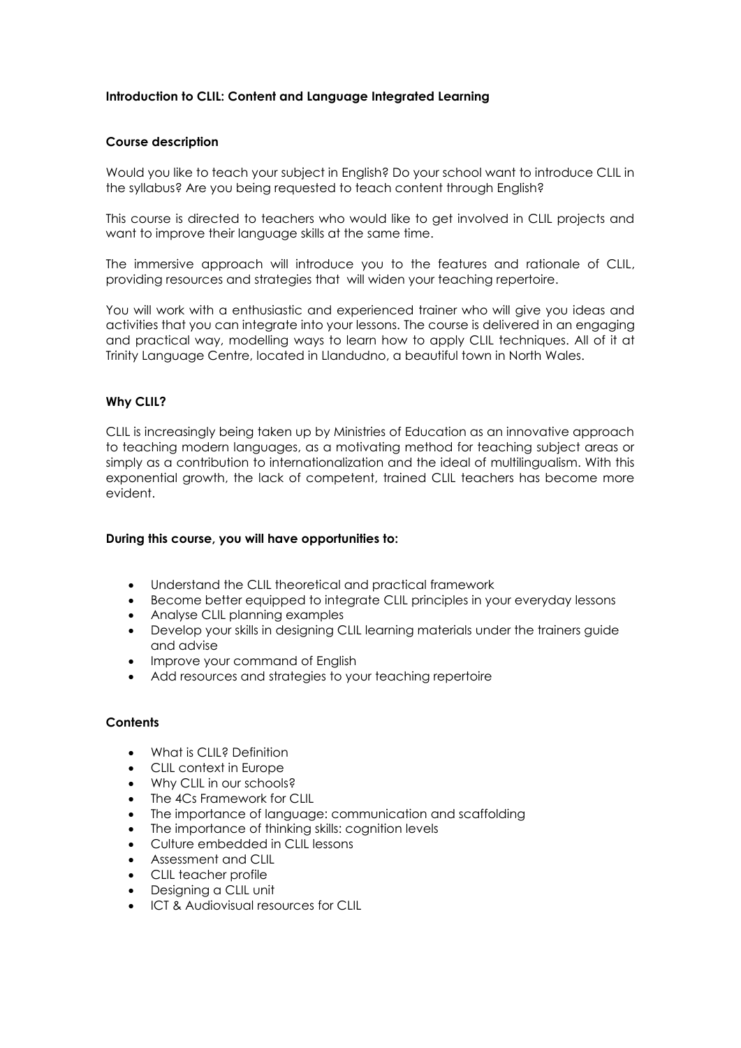**Introduction to CLIL: Content and Language Integrated Learning**

**Course description**

Would you like to teach your subject in English? Do your school want to introduce CLIL in the syllabus? Are you being requested to teach content through English?

This course is directed to teachers who would like to get involved in CLIL projects and want to improve their language skills at the same time.

The immersive approach will introduce you to the features and rationale of CLIL, providing resources and strategies that will widen your teaching repertoire.

You will work with a enthusiastic and experienced trainer who will give you ideas and activities that you can integrate into your lessons. The course is delivered in an engaging and practical way, modelling ways to learn how to apply CLIL techniques. All of it at Trinity Language Centre, located in Llandudno, a beautiful town in North Wales.

**Why CLIL?**

CLIL is increasingly being taken up by Ministries of Education as an innovative approach to teaching modern languages, as a motivating method for teaching subject areas or simply as a contribution to internationalization and the ideal of multilingualism. With this exponential growth, the lack of competent, trained CLIL teachers has become more evident.

**During this course, you will have opportunities to:**

- Understand the CLIL theoretical and practical framework
- Become better equipped to integrate CLIL principles in your everyday lessons
- Analyse CLIL planning examples
- Develop your skills in designing CLIL learning materials under the trainers guide and advise
- Improve your command of English
- Add resources and strategies to your teaching repertoire

**Contents**

- What is CLIL? Definition
- CLIL context in Europe
- Why CLIL in our schools?
- The 4Cs Framework for CLIL
- The importance of language: communication and scaffolding
- The importance of thinking skills: cognition levels
- Culture embedded in CLIL lessons
- Assessment and CLIL
- CLIL teacher profile
- Designing a CLIL unit
- ICT & Audiovisual resources for CLIL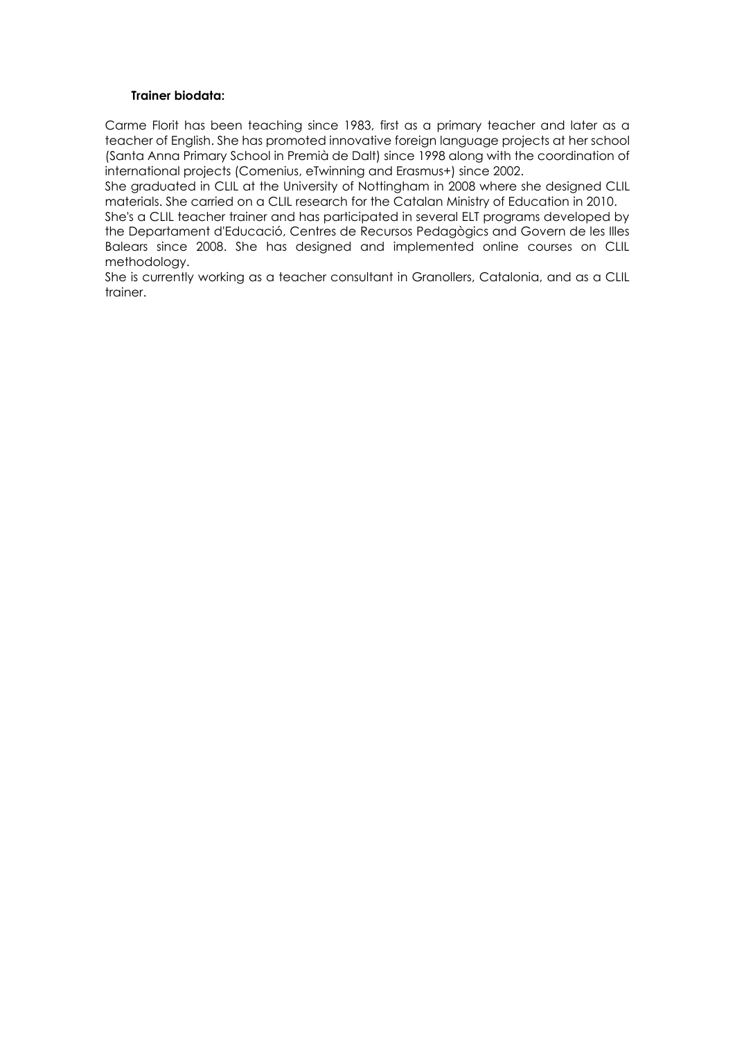**Trainer biodata:**

Carme Florit has been teaching since 1983, first as a primary teacher and later as a teacher of English. She has promoted innovative foreign language projects at her school (Santa Anna Primary School in Premià de Dalt) since 1998 along with the coordination of international projects (Comenius, eTwinning and Erasmus+) since 2002.

She graduated in CLIL at the University of Nottingham in 2008 where she designed CLIL materials. She carried on a CLIL research for the Catalan Ministry of Education in 2010.

She's a CLIL teacher trainer and has participated in several ELT programs developed by the Departament d'Educació, Centres de Recursos Pedagògics and Govern de les Illes Balears since 2008. She has designed and implemented online courses on CLIL methodology.

She is currently working as a teacher consultant in Granollers, Catalonia, and as a CLIL trainer.